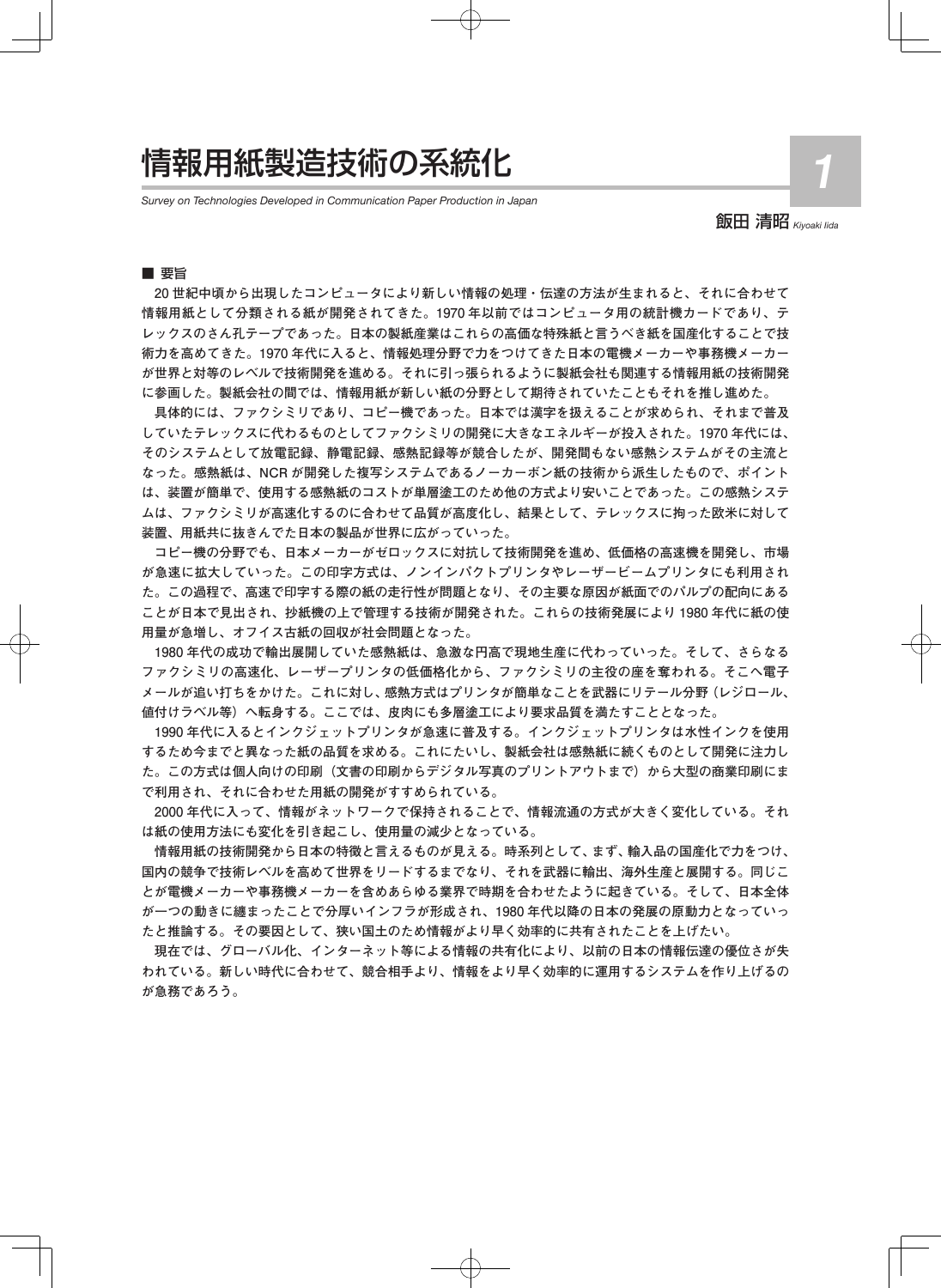# 情報用紙製造技術の系統化

*Survey on Technologies Developed in Communication Paper Production in Japan*

**1**

飯田 清昭 *Kiyoaki Iida*

## ■ 要旨

20 世紀中頃から出現したコンピュータにより新しい情報の処理・伝達の方法が生まれると、それに合わせて情報用紙として分類される紙が開発されてきた。1970 年以前ではコンピュータ用の統計機カードであり、テレックスのさん孔テープであった。日本の製紙産業はこれらの高価な特殊紙と言うべき紙を国産化することで技術力を高めてきた。1970 年代に入ると、情報処理分野で力をつけてきた日本の電機メーカーや事務機メーカーが世界と対等のレベルで技術開発を進める。それに引っ張られるように製紙会社も関連する情報用紙の技術開発に参画した。製紙会社の間では、情報用紙が新しい紙の分野として期待されていたこともそれを推し進めた。

具体的には、ファクシミリであり、コピー機であった。日本では漢字を扱えることが求められ、それまで普及していたテレックスに代わるものとしてファクシミリの開発に大きなエネルギーが投入された。1970 年代には、そのシステムとして放電記録、静電記録、感熱記録等が競合したが、開発間もない感熱システムがその主流となった。感熱紙は、NCR が開発した複写システムであるノーカーボン紙の技術から派生したもので、ポイントは、装置が簡単で、使用する感熱紙のコストが単層塗工のため他の方式より安いことであった。この感熱システムは、ファクシミリが高速化するのに合わせて品質が高度化し、結果として、テレックスに拘った欧米に対して装置、用紙共に抜きんでた日本の製品が世界に広がっていった。

コピー機の分野でも、日本メーカーがゼロックスに対抗して技術開発を進め、低価格の高速機を開発し、市場が急速に拡大していった。この印字方式は、ノンインパクトプリンタやレーザービームプリンタにも利用された。この過程で、高速で印字する際の紙の走行性が問題となり、その主要な原因が紙面でのパルプの配向にあることが日本で見出され、抄紙機の上で管理する技術が開発された。これらの技術発展により 1980 年代に紙の使用量が急増し、オフィス古紙の回収が社会問題となった。

1980 年代の成功で輸出展開していた感熱紙は、急激な円高で現地生産に代わっていった。そして、さらなるファクシミリの高速化、レーザープリンタの低価格化から、ファクシミリの主役の座を奪われる。そこへ電子メールが追い打ちをかけた。これに対し、感熱方式はプリンタが簡単なことを武器にリテール分野（レジロール、値付けラベル等）へ転身する。ここでは、皮肉にも多層塗工により要求品質を満たすこととなった。

1990 年代に入るとインクジェットプリンタが急速に普及する。インクジェットプリンタは水性インクを使用するため今までと異なった紙の品質を求める。これにたいし、製紙会社は感熱紙に続くものとして開発に注力した。この方式は個人向けの印刷（文書の印刷からデジタル写真のプリントアウトまで）から大型の商業印刷にまで利用され、それに合わせた用紙の開発がすすめられている。

2000 年代に入って、情報がネットワークで保持されることで、情報流通の方式が大きく変化している。それは紙の使用方法にも変化を引き起こし、使用量の減少となっている。

情報用紙の技術開発から日本の特徴と言えるものが見える。時系列として、まず、輸入品の国産化で力をつけ、国内の競争で技術レベルを高めて世界をリードするまでなり、それを武器に輸出、海外生産と展開する。同じことが電機メーカーや事務機メーカーを含めあらゆる業界で時期を合わせたように起きている。そして、日本全体が一つの動きに纏まったことで分厚いインフラが形成され、1980 年代以降の日本の発展の原動力となっていったと推論する。その要因として、狭い国土のため情報がより早く効率的に共有されたことを上げたい。

現在では、グローバル化、インターネット等による情報の共有化により、以前の日本の情報伝達の優位さが失われている。新しい時代に合わせて、競合相手より、情報をより早く効率的に運用するシステムを作り上げるのが急務であろう。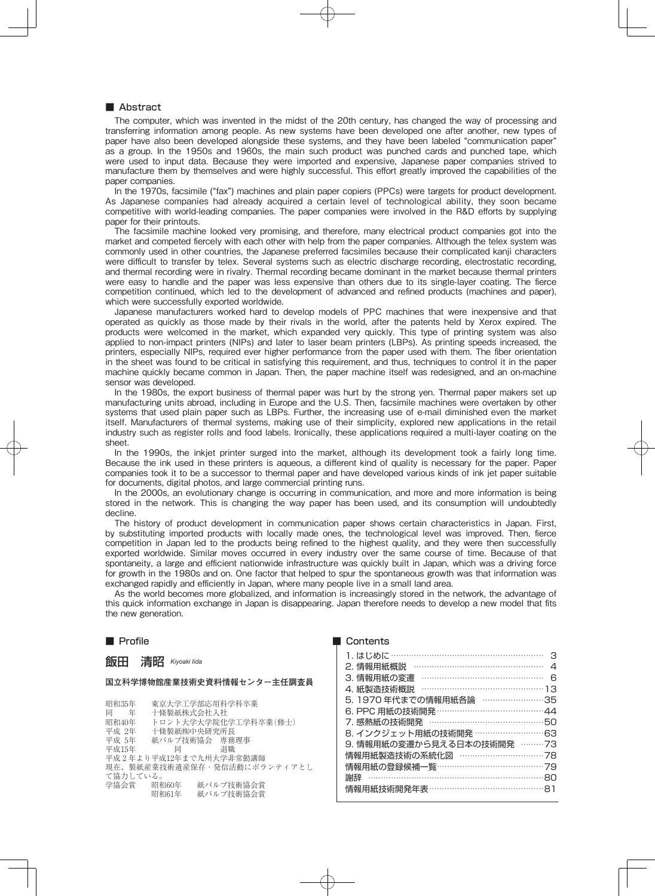## ■ Abstract

The computer, which was invented in the midst of the 20th century, has changed the way of processing and transferring information among people. As new systems have been developed one after another, new types of paper have also been developed alongside these systems, and they have been labeled "communication paper" as a group. In the 1950s and 1960s, the main such product was punched cards and punched tape, which were used to input data. Because they were imported and expensive, Japanese paper companies strived to manufacture them by themselves and were highly successful. This effort greatly improved the capabilities of the paper companies.

In the 1970s, facsimile ("fax") machines and plain paper copiers (PPCs) were targets for product development. As Japanese companies had already acquired a certain level of technological ability, they soon became competitive with world-leading companies. The paper companies were involved in the R&D efforts by supplying paper for their printouts.

The facsimile machine looked very promising, and therefore, many electrical product companies got into the market and competed fiercely with each other with help from the paper companies. Although the telex system was commonly used in other countries, the Japanese preferred facsimiles because their complicated kanji characters were difficult to transfer by telex. Several systems such as electric discharge recording, electrostatic recording, and thermal recording were in rivalry. Thermal recording became dominant in the market because thermal printers were easy to handle and the paper was less expensive than others due to its single-layer coating. The fierce competition continued, which led to the development of advanced and refined products (machines and paper), which were successfully exported worldwide.

Japanese manufacturers worked hard to develop models of PPC machines that were inexpensive and that operated as quickly as those made by their rivals in the world, after the patents held by Xerox expired. The products were welcomed in the market, which expanded very quickly. This type of printing system was also applied to non-impact printers (NIPs) and later to laser beam printers (LBPs). As printing speeds increased, the printers, especially NIPs, required ever higher performance from the paper used with them. The fiber orientation in the sheet was found to be critical in satisfying this requirement, and thus, techniques to control it in the paper machine quickly became common in Japan. Then, the paper machine itself was redesigned, and an on-machine sensor was developed.

In the 1980s, the export business of thermal paper was hurt by the strong yen. Thermal paper makers set up manufacturing units abroad, including in Europe and the U.S. Then, facsimile machines were overtaken by other systems that used plain paper such as LBPs. Further, the increasing use of e-mail diminished even the market itself. Manufacturers of thermal systems, making use of their simplicity, explored new applications in the retail industry such as register rolls and food labels. Ironically, these applications required a multi-layer coating on the sheet.

In the 1990s, the inkjet printer surged into the market, although its development took a fairly long time. Because the ink used in these printers is aqueous, a different kind of quality is necessary for the paper. Paper companies took it to be a successor to thermal paper and have developed various kinds of ink jet paper suitable for documents, digital photos, and large commercial printing runs.

In the 2000s, an evolutionary change is occurring in communication, and more and more information is being stored in the network. This is changing the way paper has been used, and its consumption will undoubtedly decline.

The history of product development in communication paper shows certain characteristics in Japan. First, by substituting imported products with locally made ones, the technological level was improved. Then, fierce competition in Japan led to the products being refined to the highest quality, and they were then successfully exported worldwide. Similar moves occurred in every industry over the same course of time. Because of that spontaneity, a large and efficient nationwide infrastructure was quickly built in Japan, which was a driving force for growth in the 1980s and on. One factor that helped to spur the spontaneous growth was that information was exchanged rapidly and efficiently in Japan, where many people live in a small land area.

As the world becomes more globalized, and information is increasingly stored in the network, the advantage of this quick information exchange in Japan is disappearing. Japan therefore needs to develop a new model that fits the new generation.

## ■ Profile

**飯田　清昭** *Kiyoaki Iida*

**国立科学博物館産業技術史資料情報センター主任調査員**

昭和35年　東京大学工学部応用科学科卒業
同　　年　十條製紙株式会社入社
昭和40年　トロント大学大学院化学工学科卒業（修士）
平成 2年　十條製紙㈱中央研究所長
平成 5年　紙パルプ技術協会　専務理事
平成15年　　　同　　　　　退職
平成２年より平成12年まで九州大学非常勤講師
現在、製紙産業技術遺産保存・発信活動にボランティアとして協力している。
学協会賞　昭和60年　紙パルプ技術協会賞
　　　　　昭和61年　紙パルプ技術協会賞

## ■ Contents

1. はじめに ………… 3
2. 情報用紙概説 ………… 4
3. 情報用紙の変遷 ………… 6
4. 紙製造技術概説 ………… 13
5. 1970 年代までの情報用紙各論 ………… 35
6. PPC 用紙の技術開発 ………… 44
7. 感熱紙の技術開発 ………… 50
8. インクジェット用紙の技術開発 ………… 63
9. 情報用紙の変遷から見える日本の技術開発 ………… 73

情報用紙製造技術の系統化図 ………… 78
情報用紙の登録候補一覧 ………… 79
謝辞 ………… 80
情報用紙技術開発年表 ………… 81